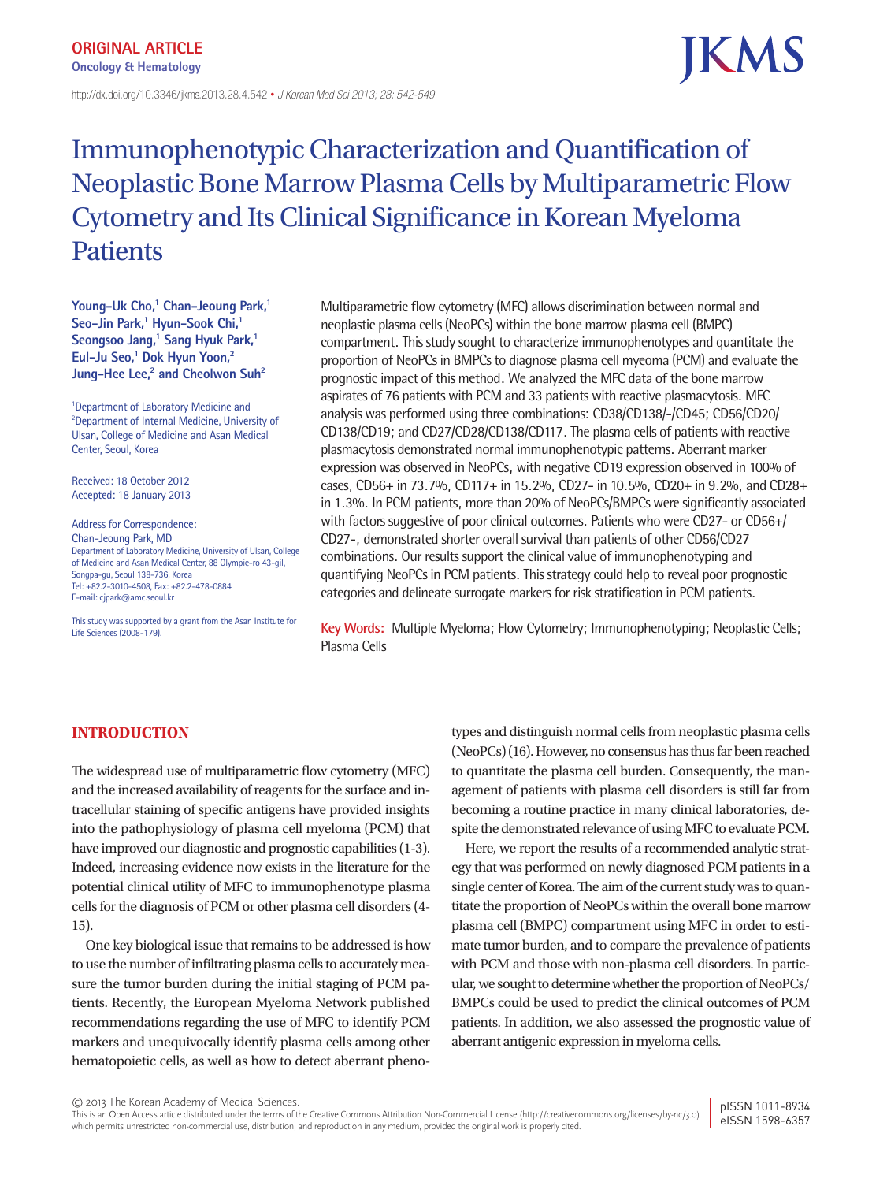ORIGINAL ARTICLE
Oncology & Hematology

# Immunophenotypic Characterization and Quantification of Neoplastic Bone Marrow Plasma Cells by Multiparametric Flow Cytometry and Its Clinical Significance in Korean Myeloma Patients

**Young-Uk Cho,[1] Chan-Jeoung Park,[1] Seo-Jin Park,[1] Hyun-Sook Chi,[1] Seongsoo Jang,[1] Sang Hyuk Park,[1] Eul-Ju Seo,[1] Dok Hyun Yoon,[2] Jung-Hee Lee,[2] and Cheolwon Suh[2]**

[1]Department of Laboratory Medicine and [2]Department of Internal Medicine, University of Ulsan, College of Medicine and Asan Medical Center, Seoul, Korea

Received: 18 October 2012
Accepted: 18 January 2013

Address for Correspondence:
Chan-Jeoung Park, MD
Department of Laboratory Medicine, University of Ulsan, College of Medicine and Asan Medical Center, 88 Olympic-ro 43-gil, Songpa-gu, Seoul 138-736, Korea
Tel: +82.2-3010-4508, Fax: +82.2-478-0884
E-mail: cjpark@amc.seoul.kr

This study was supported by a grant from the Asan Institute for Life Sciences (2008-179).

Multiparametric flow cytometry (MFC) allows discrimination between normal and neoplastic plasma cells (NeoPCs) within the bone marrow plasma cell (BMPC) compartment. This study sought to characterize immunophenotypes and quantitate the proportion of NeoPCs in BMPCs to diagnose plasma cell myeoma (PCM) and evaluate the prognostic impact of this method. We analyzed the MFC data of the bone marrow aspirates of 76 patients with PCM and 33 patients with reactive plasmacytosis. MFC analysis was performed using three combinations: CD38/CD138/-/CD45; CD56/CD20/CD138/CD19; and CD27/CD28/CD138/CD117. The plasma cells of patients with reactive plasmacytosis demonstrated normal immunophenotypic patterns. Aberrant marker expression was observed in NeoPCs, with negative CD19 expression observed in 100% of cases, CD56+ in 73.7%, CD117+ in 15.2%, CD27- in 10.5%, CD20+ in 9.2%, and CD28+ in 1.3%. In PCM patients, more than 20% of NeoPCs/BMPCs were significantly associated with factors suggestive of poor clinical outcomes. Patients who were CD27- or CD56+/CD27-, demonstrated shorter overall survival than patients of other CD56/CD27 combinations. Our results support the clinical value of immunophenotyping and quantifying NeoPCs in PCM patients. This strategy could help to reveal poor prognostic categories and delineate surrogate markers for risk stratification in PCM patients.

**Key Words:** Multiple Myeloma; Flow Cytometry; Immunophenotyping; Neoplastic Cells; Plasma Cells

## INTRODUCTION

The widespread use of multiparametric flow cytometry (MFC) and the increased availability of reagents for the surface and intracellular staining of specific antigens have provided insights into the pathophysiology of plasma cell myeloma (PCM) that have improved our diagnostic and prognostic capabilities (1-3). Indeed, increasing evidence now exists in the literature for the potential clinical utility of MFC to immunophenotype plasma cells for the diagnosis of PCM or other plasma cell disorders (4-15).

One key biological issue that remains to be addressed is how to use the number of infiltrating plasma cells to accurately measure the tumor burden during the initial staging of PCM patients. Recently, the European Myeloma Network published recommendations regarding the use of MFC to identify PCM markers and unequivocally identify plasma cells among other hematopoietic cells, as well as how to detect aberrant phenotypes and distinguish normal cells from neoplastic plasma cells (NeoPCs) (16). However, no consensus has thus far been reached to quantitate the plasma cell burden. Consequently, the management of patients with plasma cell disorders is still far from becoming a routine practice in many clinical laboratories, despite the demonstrated relevance of using MFC to evaluate PCM.

Here, we report the results of a recommended analytic strategy that was performed on newly diagnosed PCM patients in a single center of Korea. The aim of the current study was to quantitate the proportion of NeoPCs within the overall bone marrow plasma cell (BMPC) compartment using MFC in order to estimate tumor burden, and to compare the prevalence of patients with PCM and those with non-plasma cell disorders. In particular, we sought to determine whether the proportion of NeoPCs/BMPCs could be used to predict the clinical outcomes of PCM patients. In addition, we also assessed the prognostic value of aberrant antigenic expression in myeloma cells.

© 2013 The Korean Academy of Medical Sciences.
This is an Open Access article distributed under the terms of the Creative Commons Attribution Non-Commercial License (http://creativecommons.org/licenses/by-nc/3.0) which permits unrestricted non-commercial use, distribution, and reproduction in any medium, provided the original work is properly cited.

pISSN 1011-8934
eISSN 1598-6357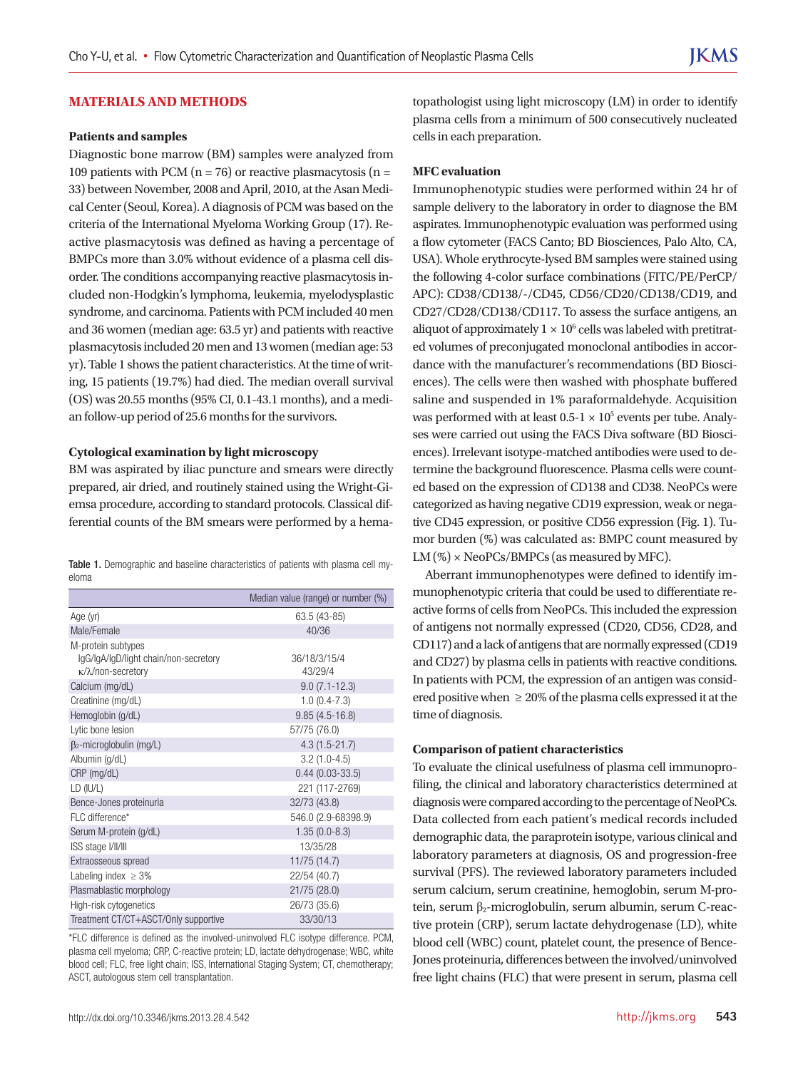## MATERIALS AND METHODS

### Patients and samples

Diagnostic bone marrow (BM) samples were analyzed from 109 patients with PCM (n = 76) or reactive plasmacytosis (n = 33) between November, 2008 and April, 2010, at the Asan Medical Center (Seoul, Korea). A diagnosis of PCM was based on the criteria of the International Myeloma Working Group (17). Reactive plasmacytosis was defined as having a percentage of BMPCs more than 3.0% without evidence of a plasma cell disorder. The conditions accompanying reactive plasmacytosis included non-Hodgkin's lymphoma, leukemia, myelodysplastic syndrome, and carcinoma. Patients with PCM included 40 men and 36 women (median age: 63.5 yr) and patients with reactive plasmacytosis included 20 men and 13 women (median age: 53 yr). Table 1 shows the patient characteristics. At the time of writing, 15 patients (19.7%) had died. The median overall survival (OS) was 20.55 months (95% CI, 0.1-43.1 months), and a median follow-up period of 25.6 months for the survivors.

### Cytological examination by light microscopy

BM was aspirated by iliac puncture and smears were directly prepared, air dried, and routinely stained using the Wright-Giemsa procedure, according to standard protocols. Classical differential counts of the BM smears were performed by a hematopathologist using light microscopy (LM) in order to identify plasma cells from a minimum of 500 consecutively nucleated cells in each preparation.

Table 1. Demographic and baseline characteristics of patients with plasma cell myeloma

| | Median value (range) or number (%) |
|---|---|
| Age (yr) | 63.5 (43-85) |
| Male/Female | 40/36 |
| M-protein subtypes | |
| IgG/IgA/IgD/light chain/non-secretory | 36/18/3/15/4 |
| κ/λ/non-secretory | 43/29/4 |
| Calcium (mg/dL) | 9.0 (7.1-12.3) |
| Creatinine (mg/dL) | 1.0 (0.4-7.3) |
| Hemoglobin (g/dL) | 9.85 (4.5-16.8) |
| Lytic bone lesion | 57/75 (76.0) |
| $\beta_2$-microglobulin (mg/L) | 4.3 (1.5-21.7) |
| Albumin (g/dL) | 3.2 (1.0-4.5) |
| CRP (mg/dL) | 0.44 (0.03-33.5) |
| LD (IU/L) | 221 (117-2769) |
| Bence-Jones proteinuria | 32/73 (43.8) |
| FLC difference* | 546.0 (2.9-68398.9) |
| Serum M-protein (g/dL) | 1.35 (0.0-8.3) |
| ISS stage I/II/III | 13/35/28 |
| Extraosseous spread | 11/75 (14.7) |
| Labeling index ≥ 3% | 22/54 (40.7) |
| Plasmablastic morphology | 21/75 (28.0) |
| High-risk cytogenetics | 26/73 (35.6) |
| Treatment CT/CT+ASCT/Only supportive | 33/30/13 |

*FLC difference is defined as the involved-uninvolved FLC isotype difference. PCM, plasma cell myeloma; CRP, C-reactive protein; LD, lactate dehydrogenase; WBC, white blood cell; FLC, free light chain; ISS, International Staging System; CT, chemotherapy; ASCT, autologous stem cell transplantation.

### MFC evaluation

Immunophenotypic studies were performed within 24 hr of sample delivery to the laboratory in order to diagnose the BM aspirates. Immunophenotypic evaluation was performed using a flow cytometer (FACS Canto; BD Biosciences, Palo Alto, CA, USA). Whole erythrocyte-lysed BM samples were stained using the following 4-color surface combinations (FITC/PE/PerCP/APC): CD38/CD138/-/CD45, CD56/CD20/CD138/CD19, and CD27/CD28/CD138/CD117. To assess the surface antigens, an aliquot of approximately $1 \times 10^6$ cells was labeled with pretitrated volumes of preconjugated monoclonal antibodies in accordance with the manufacturer's recommendations (BD Biosciences). The cells were then washed with phosphate buffered saline and suspended in 1% paraformaldehyde. Acquisition was performed with at least $0.5\text{-}1 \times 10^5$ events per tube. Analyses were carried out using the FACS Diva software (BD Biosciences). Irrelevant isotype-matched antibodies were used to determine the background fluorescence. Plasma cells were counted based on the expression of CD138 and CD38. NeoPCs were categorized as having negative CD19 expression, weak or negative CD45 expression, or positive CD56 expression (Fig. 1). Tumor burden (%) was calculated as: BMPC count measured by LM (%) × NeoPCs/BMPCs (as measured by MFC).

Aberrant immunophenotypes were defined to identify immunophenotypic criteria that could be used to differentiate reactive forms of cells from NeoPCs. This included the expression of antigens not normally expressed (CD20, CD56, CD28, and CD117) and a lack of antigens that are normally expressed (CD19 and CD27) by plasma cells in patients with reactive conditions. In patients with PCM, the expression of an antigen was considered positive when ≥ 20% of the plasma cells expressed it at the time of diagnosis.

### Comparison of patient characteristics

To evaluate the clinical usefulness of plasma cell immunoprofiling, the clinical and laboratory characteristics determined at diagnosis were compared according to the percentage of NeoPCs. Data collected from each patient's medical records included demographic data, the paraprotein isotype, various clinical and laboratory parameters at diagnosis, OS and progression-free survival (PFS). The reviewed laboratory parameters included serum calcium, serum creatinine, hemoglobin, serum M-protein, serum $\beta_2$-microglobulin, serum albumin, serum C-reactive protein (CRP), serum lactate dehydrogenase (LD), white blood cell (WBC) count, platelet count, the presence of Bence-Jones proteinuria, differences between the involved/uninvolved free light chains (FLC) that were present in serum, plasma cell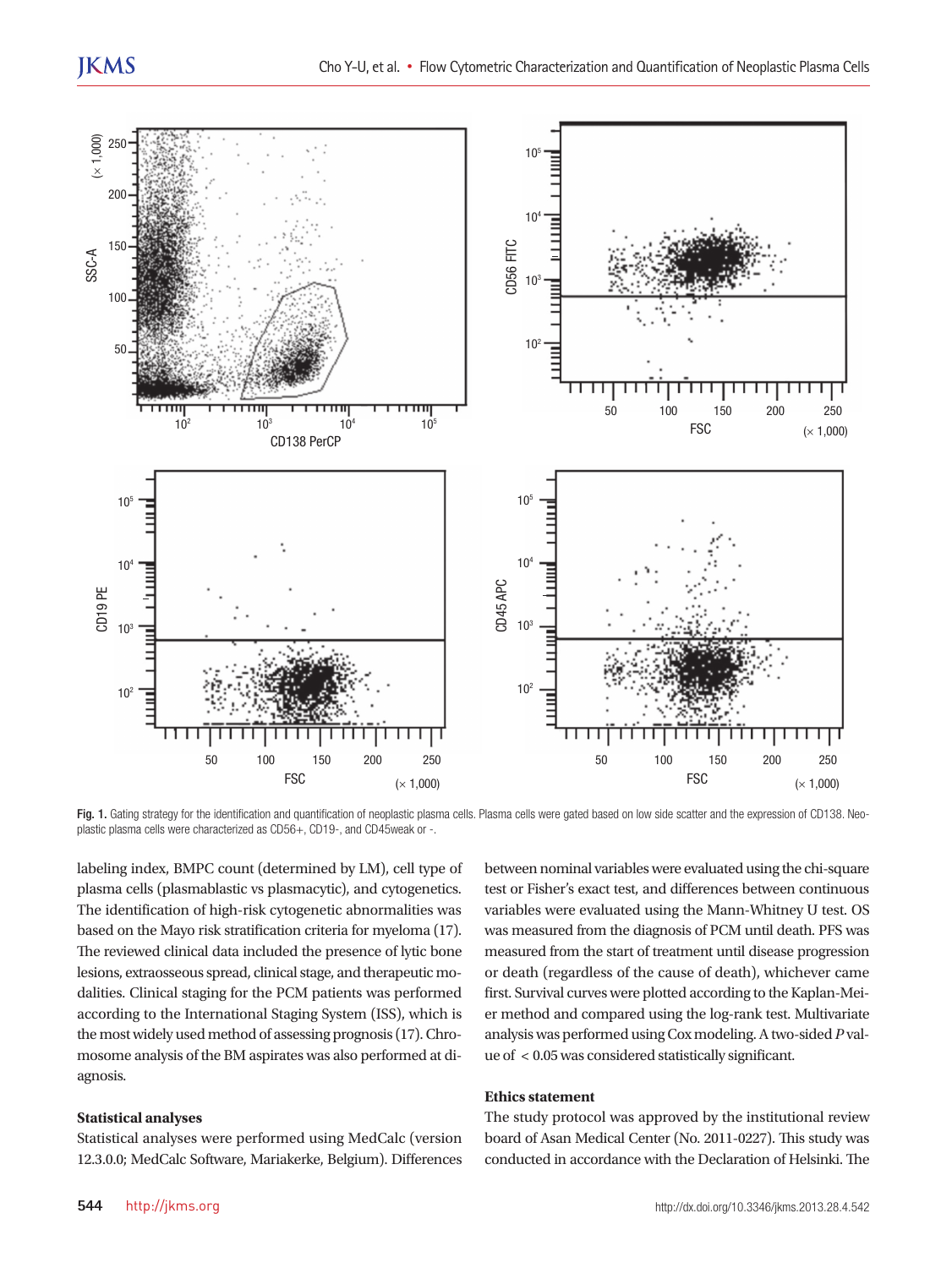Fig. 1. Gating strategy for the identification and quantification of neoplastic plasma cells. Plasma cells were gated based on low side scatter and the expression of CD138. Neoplastic plasma cells were characterized as CD56+, CD19-, and CD45weak or -.

labeling index, BMPC count (determined by LM), cell type of plasma cells (plasmablastic vs plasmacytic), and cytogenetics. The identification of high-risk cytogenetic abnormalities was based on the Mayo risk stratification criteria for myeloma (17). The reviewed clinical data included the presence of lytic bone lesions, extraosseous spread, clinical stage, and therapeutic modalities. Clinical staging for the PCM patients was performed according to the International Staging System (ISS), which is the most widely used method of assessing prognosis (17). Chromosome analysis of the BM aspirates was also performed at diagnosis.

### Statistical analyses

Statistical analyses were performed using MedCalc (version 12.3.0.0; MedCalc Software, Mariakerke, Belgium). Differences between nominal variables were evaluated using the chi-square test or Fisher's exact test, and differences between continuous variables were evaluated using the Mann-Whitney U test. OS was measured from the diagnosis of PCM until death. PFS was measured from the start of treatment until disease progression or death (regardless of the cause of death), whichever came first. Survival curves were plotted according to the Kaplan-Meier method and compared using the log-rank test. Multivariate analysis was performed using Cox modeling. A two-sided $P$ value of $< 0.05$ was considered statistically significant.

### Ethics statement

The study protocol was approved by the institutional review board of Asan Medical Center (No. 2011-0227). This study was conducted in accordance with the Declaration of Helsinki. The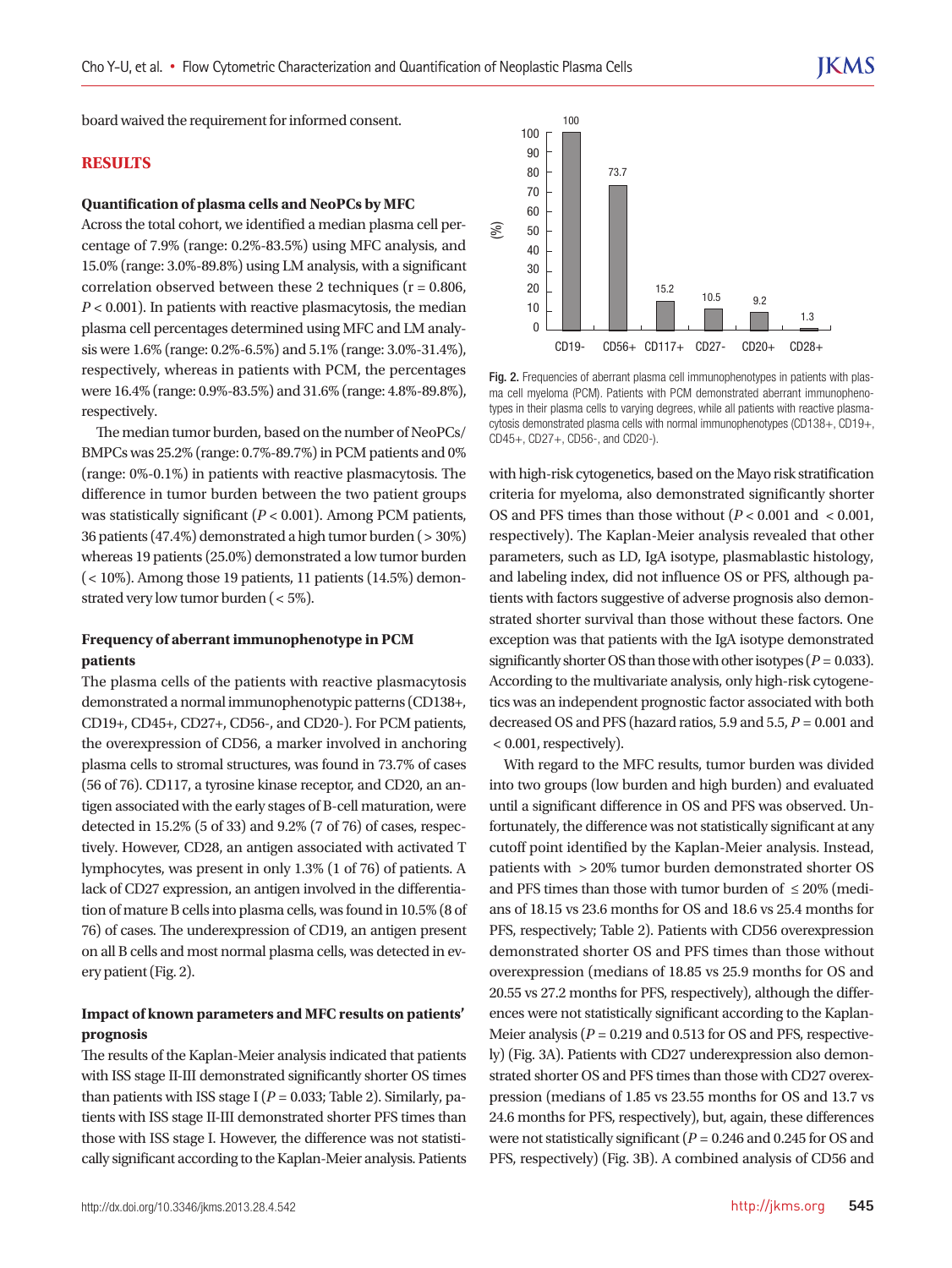board waived the requirement for informed consent.

## RESULTS

### Quantification of plasma cells and NeoPCs by MFC

Across the total cohort, we identified a median plasma cell percentage of 7.9% (range: 0.2%-83.5%) using MFC analysis, and 15.0% (range: 3.0%-89.8%) using LM analysis, with a significant correlation observed between these 2 techniques ($r = 0.806$, $P < 0.001$). In patients with reactive plasmacytosis, the median plasma cell percentages determined using MFC and LM analysis were 1.6% (range: 0.2%-6.5%) and 5.1% (range: 3.0%-31.4%), respectively, whereas in patients with PCM, the percentages were 16.4% (range: 0.9%-83.5%) and 31.6% (range: 4.8%-89.8%), respectively.

The median tumor burden, based on the number of NeoPCs/BMPCs was 25.2% (range: 0.7%-89.7%) in PCM patients and 0% (range: 0%-0.1%) in patients with reactive plasmacytosis. The difference in tumor burden between the two patient groups was statistically significant ($P < 0.001$). Among PCM patients, 36 patients (47.4%) demonstrated a high tumor burden (> 30%) whereas 19 patients (25.0%) demonstrated a low tumor burden (< 10%). Among those 19 patients, 11 patients (14.5%) demonstrated very low tumor burden (< 5%).

### Frequency of aberrant immunophenotype in PCM patients

The plasma cells of the patients with reactive plasmacytosis demonstrated a normal immunophenotypic patterns (CD138+, CD19+, CD45+, CD27+, CD56-, and CD20-). For PCM patients, the overexpression of CD56, a marker involved in anchoring plasma cells to stromal structures, was found in 73.7% of cases (56 of 76). CD117, a tyrosine kinase receptor, and CD20, an antigen associated with the early stages of B-cell maturation, were detected in 15.2% (5 of 33) and 9.2% (7 of 76) of cases, respectively. However, CD28, an antigen associated with activated T lymphocytes, was present in only 1.3% (1 of 76) of patients. A lack of CD27 expression, an antigen involved in the differentiation of mature B cells into plasma cells, was found in 10.5% (8 of 76) of cases. The underexpression of CD19, an antigen present on all B cells and most normal plasma cells, was detected in every patient (Fig. 2).

Fig. 2. Frequencies of aberrant plasma cell immunophenotypes in patients with plasma cell myeloma (PCM). Patients with PCM demonstrated aberrant immunophenotypes in their plasma cells to varying degrees, while all patients with reactive plasmacytosis demonstrated plasma cells with normal immunophenotypes (CD138+, CD19+, CD45+, CD27+, CD56-, and CD20-).

### Impact of known parameters and MFC results on patients' prognosis

The results of the Kaplan-Meier analysis indicated that patients with ISS stage II-III demonstrated significantly shorter OS times than patients with ISS stage I ($P = 0.033$; Table 2). Similarly, patients with ISS stage II-III demonstrated shorter PFS times than those with ISS stage I. However, the difference was not statistically significant according to the Kaplan-Meier analysis. Patients with high-risk cytogenetics, based on the Mayo risk stratification criteria for myeloma, also demonstrated significantly shorter OS and PFS times than those without ($P < 0.001$ and $< 0.001$, respectively). The Kaplan-Meier analysis revealed that other parameters, such as LD, IgA isotype, plasmablastic histology, and labeling index, did not influence OS or PFS, although patients with factors suggestive of adverse prognosis also demonstrated shorter survival than those without these factors. One exception was that patients with the IgA isotype demonstrated significantly shorter OS than those with other isotypes ($P = 0.033$). According to the multivariate analysis, only high-risk cytogenetics was an independent prognostic factor associated with both decreased OS and PFS (hazard ratios, 5.9 and 5.5, $P = 0.001$ and $< 0.001$, respectively).

With regard to the MFC results, tumor burden was divided into two groups (low burden and high burden) and evaluated until a significant difference in OS and PFS was observed. Unfortunately, the difference was not statistically significant at any cutoff point identified by the Kaplan-Meier analysis. Instead, patients with > 20% tumor burden demonstrated shorter OS and PFS times than those with tumor burden of ≤ 20% (medians of 18.15 vs 23.6 months for OS and 18.6 vs 25.4 months for PFS, respectively; Table 2). Patients with CD56 overexpression demonstrated shorter OS and PFS times than those without overexpression (medians of 18.85 vs 25.9 months for OS and 20.55 vs 27.2 months for PFS, respectively), although the differences were not statistically significant according to the Kaplan-Meier analysis ($P = 0.219$ and 0.513 for OS and PFS, respectively) (Fig. 3A). Patients with CD27 underexpression also demonstrated shorter OS and PFS times than those with CD27 overexpression (medians of 1.85 vs 23.55 months for OS and 13.7 vs 24.6 months for PFS, respectively), but, again, these differences were not statistically significant ($P = 0.246$ and 0.245 for OS and PFS, respectively) (Fig. 3B). A combined analysis of CD56 and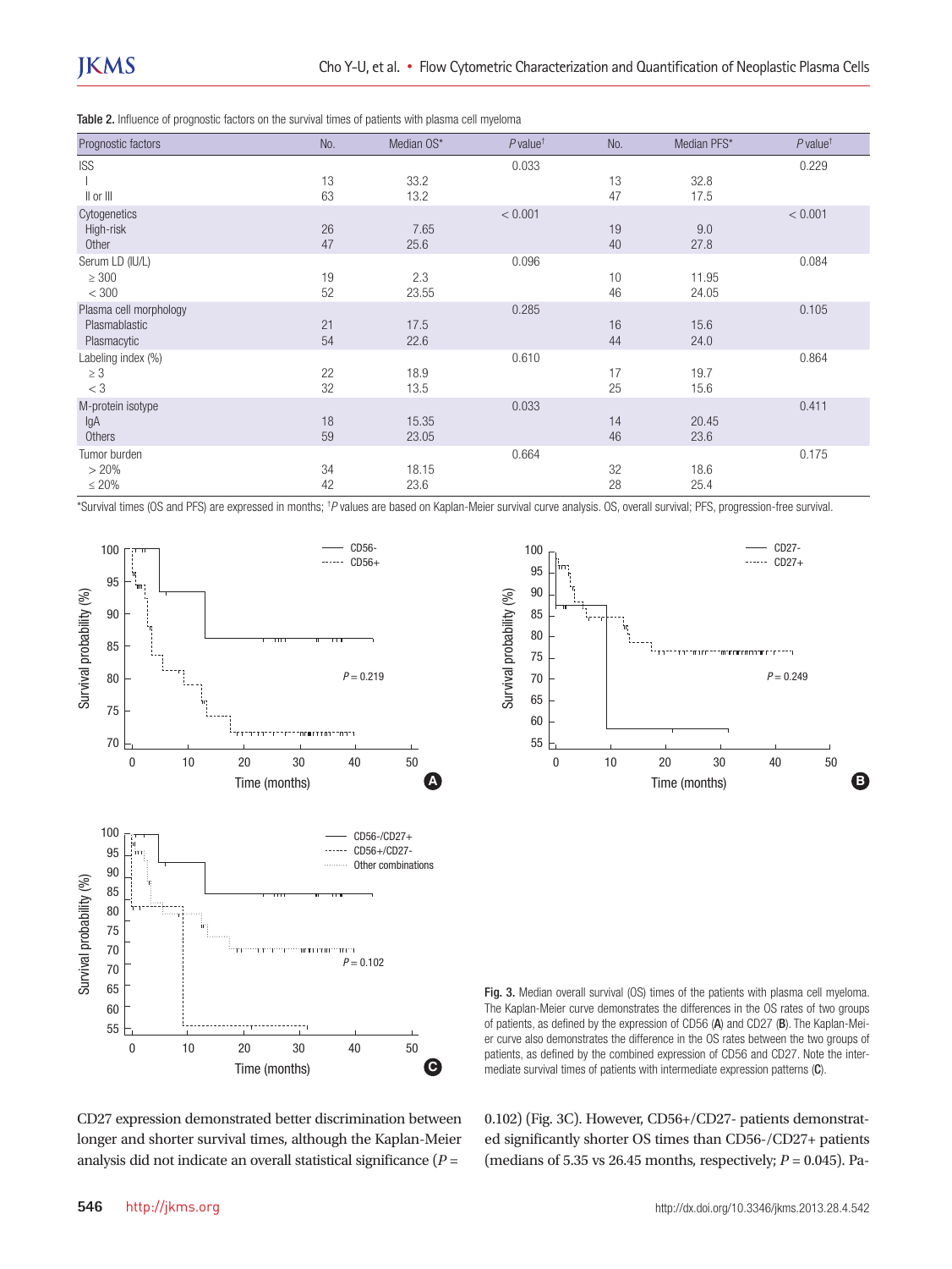**Table 2.** Influence of prognostic factors on the survival times of patients with plasma cell myeloma

| Prognostic factors | No. | Median OS* | P value† | No. | Median PFS* | P value† |
|---|---|---|---|---|---|---|
| ISS | | | 0.033 | | | 0.229 |
| I | 13 | 33.2 | | 13 | 32.8 | |
| II or III | 63 | 13.2 | | 47 | 17.5 | |
| Cytogenetics | | | < 0.001 | | | < 0.001 |
| High-risk | 26 | 7.65 | | 19 | 9.0 | |
| Other | 47 | 25.6 | | 40 | 27.8 | |
| Serum LD (IU/L) | | | 0.096 | | | 0.084 |
| ≥ 300 | 19 | 2.3 | | 10 | 11.95 | |
| < 300 | 52 | 23.55 | | 46 | 24.05 | |
| Plasma cell morphology | | | 0.285 | | | 0.105 |
| Plasmablastic | 21 | 17.5 | | 16 | 15.6 | |
| Plasmacytic | 54 | 22.6 | | 44 | 24.0 | |
| Labeling index (%) | | | 0.610 | | | 0.864 |
| ≥ 3 | 22 | 18.9 | | 17 | 19.7 | |
| < 3 | 32 | 13.5 | | 25 | 15.6 | |
| M-protein isotype | | | 0.033 | | | 0.411 |
| IgA | 18 | 15.35 | | 14 | 20.45 | |
| Others | 59 | 23.05 | | 46 | 23.6 | |
| Tumor burden | | | 0.664 | | | 0.175 |
| > 20% | 34 | 18.15 | | 32 | 18.6 | |
| ≤ 20% | 42 | 23.6 | | 28 | 25.4 | |

*Survival times (OS and PFS) are expressed in months; †P values are based on Kaplan-Meier survival curve analysis. OS, overall survival; PFS, progression-free survival.

**Fig. 3.** Median overall survival (OS) times of the patients with plasma cell myeloma. The Kaplan-Meier curve demonstrates the differences in the OS rates of two groups of patients, as defined by the expression of CD56 (**A**) and CD27 (**B**). The Kaplan-Meier curve also demonstrates the difference in the OS rates between the two groups of patients, as defined by the combined expression of CD56 and CD27. Note the intermediate survival times of patients with intermediate expression patterns (**C**).

CD27 expression demonstrated better discrimination between longer and shorter survival times, although the Kaplan-Meier analysis did not indicate an overall statistical significance ($P$ = 0.102) (Fig. 3C). However, CD56+/CD27- patients demonstrated significantly shorter OS times than CD56-/CD27+ patients (medians of 5.35 vs 26.45 months, respectively; $P$ = 0.045). Pa-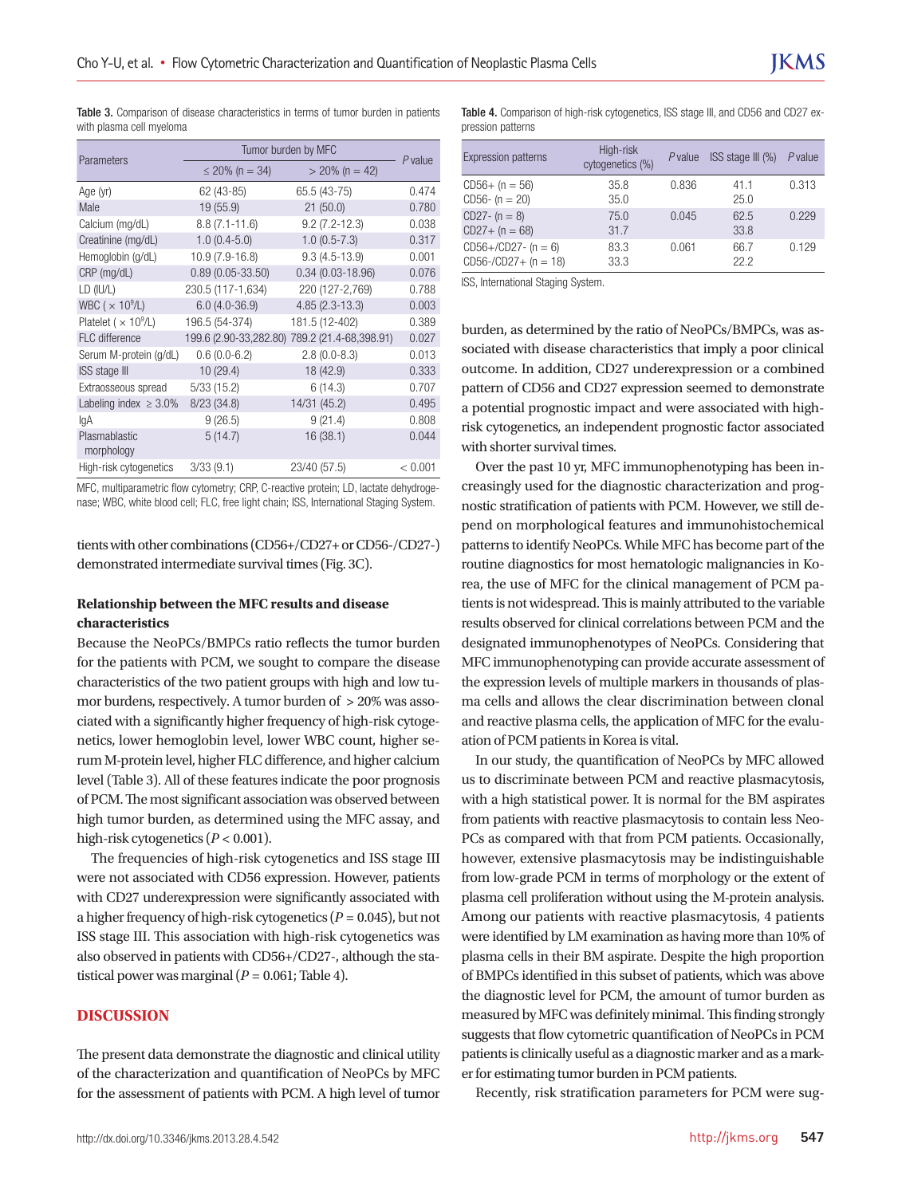Table 3. Comparison of disease characteristics in terms of tumor burden in patients with plasma cell myeloma

| Parameters | Tumor burden by MFC | | *P* value |
|---|---|---|---|
| | ≤ 20% (n = 34) | > 20% (n = 42) | |
| Age (yr) | 62 (43-85) | 65.5 (43-75) | 0.474 |
| Male | 19 (55.9) | 21 (50.0) | 0.780 |
| Calcium (mg/dL) | 8.8 (7.1-11.6) | 9.2 (7.2-12.3) | 0.038 |
| Creatinine (mg/dL) | 1.0 (0.4-5.0) | 1.0 (0.5-7.3) | 0.317 |
| Hemoglobin (g/dL) | 10.9 (7.9-16.8) | 9.3 (4.5-13.9) | 0.001 |
| CRP (mg/dL) | 0.89 (0.05-33.50) | 0.34 (0.03-18.96) | 0.076 |
| LD (IU/L) | 230.5 (117-1,634) | 220 (127-2,769) | 0.788 |
| WBC ( $\times 10^9$/L) | 6.0 (4.0-36.9) | 4.85 (2.3-13.3) | 0.003 |
| Platelet ( $\times 10^9$/L) | 196.5 (54-374) | 181.5 (12-402) | 0.389 |
| FLC difference | 199.6 (2.90-33,282.80) | 789.2 (21.4-68,398.91) | 0.027 |
| Serum M-protein (g/dL) | 0.6 (0.0-6.2) | 2.8 (0.0-8.3) | 0.013 |
| ISS stage III | 10 (29.4) | 18 (42.9) | 0.333 |
| Extraosseous spread | 5/33 (15.2) | 6 (14.3) | 0.707 |
| Labeling index ≥ 3.0% | 8/23 (34.8) | 14/31 (45.2) | 0.495 |
| IgA | 9 (26.5) | 9 (21.4) | 0.808 |
| Plasmablastic morphology | 5 (14.7) | 16 (38.1) | 0.044 |
| High-risk cytogenetics | 3/33 (9.1) | 23/40 (57.5) | < 0.001 |

MFC, multiparametric flow cytometry; CRP, C-reactive protein; LD, lactate dehydrogenase; WBC, white blood cell; FLC, free light chain; ISS, International Staging System.

Table 4. Comparison of high-risk cytogenetics, ISS stage III, and CD56 and CD27 expression patterns

| Expression patterns | High-risk cytogenetics (%) | *P* value | ISS stage III (%) | *P* value |
|---|---|---|---|---|
| CD56+ (n = 56)<br>CD56- (n = 20) | 35.8<br>35.0 | 0.836 | 41.1<br>25.0 | 0.313 |
| CD27- (n = 8)<br>CD27+ (n = 68) | 75.0<br>31.7 | 0.045 | 62.5<br>33.8 | 0.229 |
| CD56+/CD27- (n = 6)<br>CD56-/CD27+ (n = 18) | 83.3<br>33.3 | 0.061 | 66.7<br>22.2 | 0.129 |

ISS, International Staging System.

tients with other combinations (CD56+/CD27+ or CD56-/CD27-) demonstrated intermediate survival times (Fig. 3C).

**Relationship between the MFC results and disease characteristics**

Because the NeoPCs/BMPCs ratio reflects the tumor burden for the patients with PCM, we sought to compare the disease characteristics of the two patient groups with high and low tumor burdens, respectively. A tumor burden of > 20% was associated with a significantly higher frequency of high-risk cytogenetics, lower hemoglobin level, lower WBC count, higher serum M-protein level, higher FLC difference, and higher calcium level (Table 3). All of these features indicate the poor prognosis of PCM. The most significant association was observed between high tumor burden, as determined using the MFC assay, and high-risk cytogenetics ($P < 0.001$).

The frequencies of high-risk cytogenetics and ISS stage III were not associated with CD56 expression. However, patients with CD27 underexpression were significantly associated with a higher frequency of high-risk cytogenetics ($P = 0.045$), but not ISS stage III. This association with high-risk cytogenetics was also observed in patients with CD56+/CD27-, although the statistical power was marginal ($P = 0.061$; Table 4).

## DISCUSSION

The present data demonstrate the diagnostic and clinical utility of the characterization and quantification of NeoPCs by MFC for the assessment of patients with PCM. A high level of tumor burden, as determined by the ratio of NeoPCs/BMPCs, was associated with disease characteristics that imply a poor clinical outcome. In addition, CD27 underexpression or a combined pattern of CD56 and CD27 expression seemed to demonstrate a potential prognostic impact and were associated with high-risk cytogenetics, an independent prognostic factor associated with shorter survival times.

Over the past 10 yr, MFC immunophenotyping has been increasingly used for the diagnostic characterization and prognostic stratification of patients with PCM. However, we still depend on morphological features and immunohistochemical patterns to identify NeoPCs. While MFC has become part of the routine diagnostics for most hematologic malignancies in Korea, the use of MFC for the clinical management of PCM patients is not widespread. This is mainly attributed to the variable results observed for clinical correlations between PCM and the designated immunophenotypes of NeoPCs. Considering that MFC immunophenotyping can provide accurate assessment of the expression levels of multiple markers in thousands of plasma cells and allows the clear discrimination between clonal and reactive plasma cells, the application of MFC for the evaluation of PCM patients in Korea is vital.

In our study, the quantification of NeoPCs by MFC allowed us to discriminate between PCM and reactive plasmacytosis, with a high statistical power. It is normal for the BM aspirates from patients with reactive plasmacytosis to contain less NeoPCs as compared with that from PCM patients. Occasionally, however, extensive plasmacytosis may be indistinguishable from low-grade PCM in terms of morphology or the extent of plasma cell proliferation without using the M-protein analysis. Among our patients with reactive plasmacytosis, 4 patients were identified by LM examination as having more than 10% of plasma cells in their BM aspirate. Despite the high proportion of BMPCs identified in this subset of patients, which was above the diagnostic level for PCM, the amount of tumor burden as measured by MFC was definitely minimal. This finding strongly suggests that flow cytometric quantification of NeoPCs in PCM patients is clinically useful as a diagnostic marker and as a marker for estimating tumor burden in PCM patients.

Recently, risk stratification parameters for PCM were sug-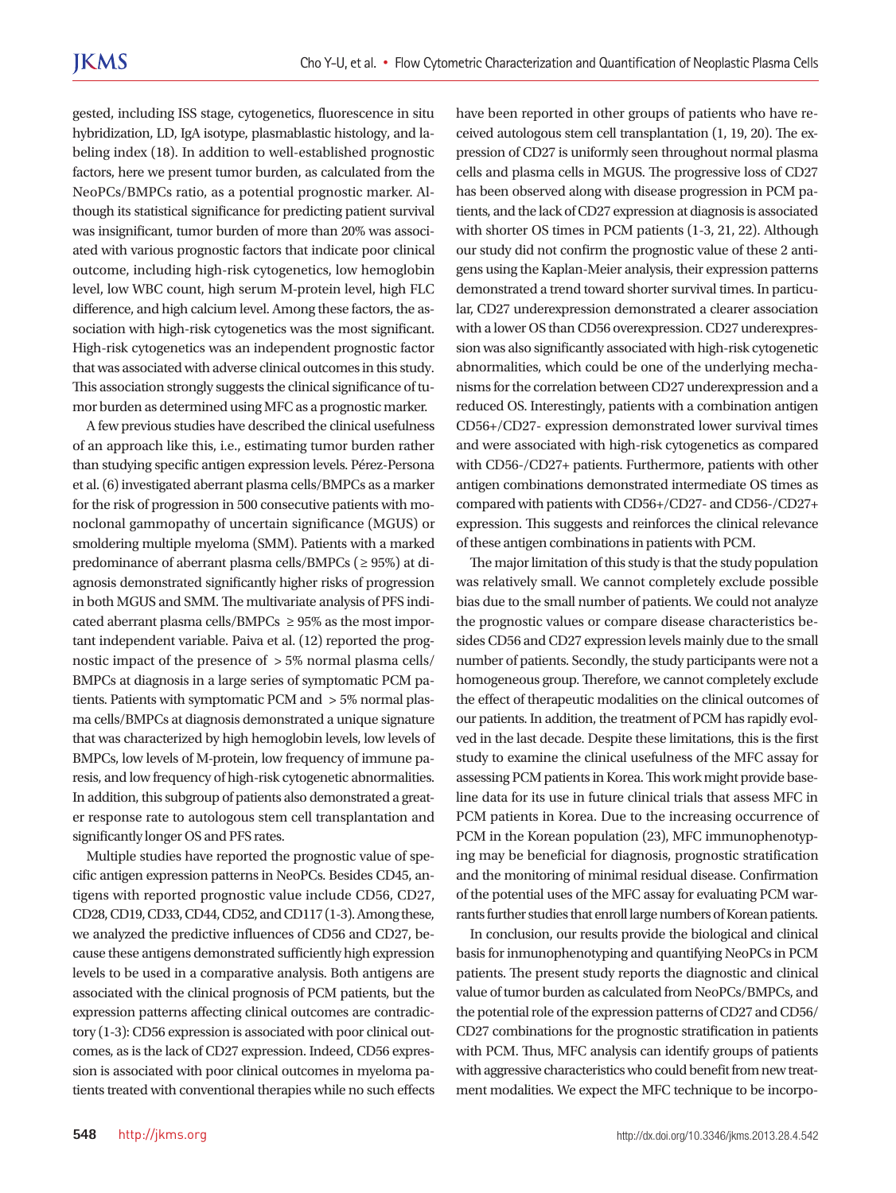gested, including ISS stage, cytogenetics, fluorescence in situ hybridization, LD, IgA isotype, plasmablastic histology, and labeling index (18). In addition to well-established prognostic factors, here we present tumor burden, as calculated from the NeoPCs/BMPCs ratio, as a potential prognostic marker. Although its statistical significance for predicting patient survival was insignificant, tumor burden of more than 20% was associated with various prognostic factors that indicate poor clinical outcome, including high-risk cytogenetics, low hemoglobin level, low WBC count, high serum M-protein level, high FLC difference, and high calcium level. Among these factors, the association with high-risk cytogenetics was the most significant. High-risk cytogenetics was an independent prognostic factor that was associated with adverse clinical outcomes in this study. This association strongly suggests the clinical significance of tumor burden as determined using MFC as a prognostic marker.

A few previous studies have described the clinical usefulness of an approach like this, i.e., estimating tumor burden rather than studying specific antigen expression levels. Pérez-Persona et al. (6) investigated aberrant plasma cells/BMPCs as a marker for the risk of progression in 500 consecutive patients with monoclonal gammopathy of uncertain significance (MGUS) or smoldering multiple myeloma (SMM). Patients with a marked predominance of aberrant plasma cells/BMPCs ($\geq$ 95%) at diagnosis demonstrated significantly higher risks of progression in both MGUS and SMM. The multivariate analysis of PFS indicated aberrant plasma cells/BMPCs $\geq$ 95% as the most important independent variable. Paiva et al. (12) reported the prognostic impact of the presence of $>$ 5% normal plasma cells/BMPCs at diagnosis in a large series of symptomatic PCM patients. Patients with symptomatic PCM and $>$ 5% normal plasma cells/BMPCs at diagnosis demonstrated a unique signature that was characterized by high hemoglobin levels, low levels of BMPCs, low levels of M-protein, low frequency of immune paresis, and low frequency of high-risk cytogenetic abnormalities. In addition, this subgroup of patients also demonstrated a greater response rate to autologous stem cell transplantation and significantly longer OS and PFS rates.

Multiple studies have reported the prognostic value of specific antigen expression patterns in NeoPCs. Besides CD45, antigens with reported prognostic value include CD56, CD27, CD28, CD19, CD33, CD44, CD52, and CD117 (1-3). Among these, we analyzed the predictive influences of CD56 and CD27, because these antigens demonstrated sufficiently high expression levels to be used in a comparative analysis. Both antigens are associated with the clinical prognosis of PCM patients, but the expression patterns affecting clinical outcomes are contradictory (1-3): CD56 expression is associated with poor clinical outcomes, as is the lack of CD27 expression. Indeed, CD56 expression is associated with poor clinical outcomes in myeloma patients treated with conventional therapies while no such effects have been reported in other groups of patients who have received autologous stem cell transplantation (1, 19, 20). The expression of CD27 is uniformly seen throughout normal plasma cells and plasma cells in MGUS. The progressive loss of CD27 has been observed along with disease progression in PCM patients, and the lack of CD27 expression at diagnosis is associated with shorter OS times in PCM patients (1-3, 21, 22). Although our study did not confirm the prognostic value of these 2 antigens using the Kaplan-Meier analysis, their expression patterns demonstrated a trend toward shorter survival times. In particular, CD27 underexpression demonstrated a clearer association with a lower OS than CD56 overexpression. CD27 underexpression was also significantly associated with high-risk cytogenetic abnormalities, which could be one of the underlying mechanisms for the correlation between CD27 underexpression and a reduced OS. Interestingly, patients with a combination antigen CD56+/CD27- expression demonstrated lower survival times and were associated with high-risk cytogenetics as compared with CD56-/CD27+ patients. Furthermore, patients with other antigen combinations demonstrated intermediate OS times as compared with patients with CD56+/CD27- and CD56-/CD27+ expression. This suggests and reinforces the clinical relevance of these antigen combinations in patients with PCM.

The major limitation of this study is that the study population was relatively small. We cannot completely exclude possible bias due to the small number of patients. We could not analyze the prognostic values or compare disease characteristics besides CD56 and CD27 expression levels mainly due to the small number of patients. Secondly, the study participants were not a homogeneous group. Therefore, we cannot completely exclude the effect of therapeutic modalities on the clinical outcomes of our patients. In addition, the treatment of PCM has rapidly evolved in the last decade. Despite these limitations, this is the first study to examine the clinical usefulness of the MFC assay for assessing PCM patients in Korea. This work might provide baseline data for its use in future clinical trials that assess MFC in PCM patients in Korea. Due to the increasing occurrence of PCM in the Korean population (23), MFC immunophenotyping may be beneficial for diagnosis, prognostic stratification and the monitoring of minimal residual disease. Confirmation of the potential uses of the MFC assay for evaluating PCM warrants further studies that enroll large numbers of Korean patients.

In conclusion, our results provide the biological and clinical basis for inmunophenotyping and quantifying NeoPCs in PCM patients. The present study reports the diagnostic and clinical value of tumor burden as calculated from NeoPCs/BMPCs, and the potential role of the expression patterns of CD27 and CD56/CD27 combinations for the prognostic stratification in patients with PCM. Thus, MFC analysis can identify groups of patients with aggressive characteristics who could benefit from new treatment modalities. We expect the MFC technique to be incorpo-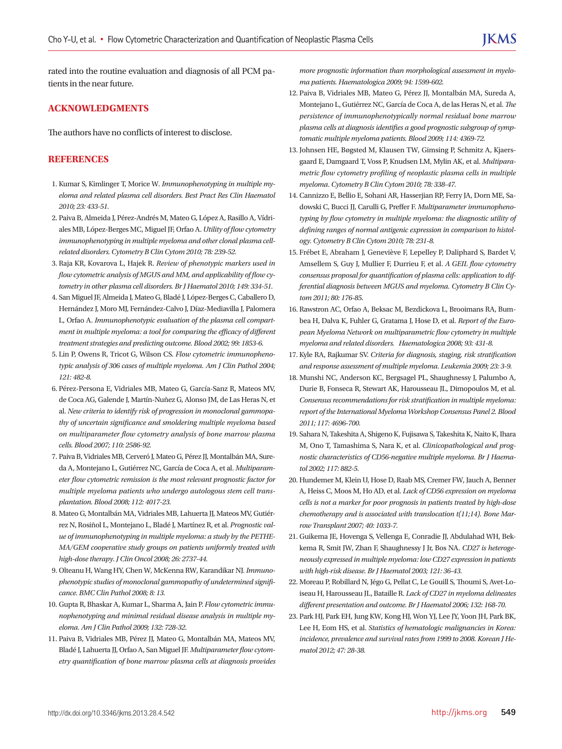rated into the routine evaluation and diagnosis of all PCM patients in the near future.

## ACKNOWLEDGMENTS

The authors have no conflicts of interest to disclose.

## REFERENCES

1. Kumar S, Kimlinger T, Morice W. *Immunophenotyping in multiple myeloma and related plasma cell disorders. Best Pract Res Clin Haematol 2010; 23: 433-51.*
2. Paiva B, Almeida J, Pérez-Andrés M, Mateo G, López A, Rasillo A, Vídriales MB, López-Berges MC, Miguel JF, Orfao A. *Utility of flow cytometry immunophenotyping in multiple myeloma and other clonal plasma cell-related disorders. Cytometry B Clin Cytom 2010; 78: 239-52.*
3. Raja KR, Kovarova L, Hajek R. *Review of phenotypic markers used in flow cytometric analysis of MGUS and MM, and applicability of flow cytometry in other plasma cell disorders. Br J Haematol 2010; 149: 334-51.*
4. San Miguel JF, Almeida J, Mateo G, Bladé J, López-Berges C, Caballero D, Hernández J, Moro MJ, Fernández-Calvo J, Díaz-Mediavilla J, Palomera L, Orfao A. *Immunophenotypic evaluation of the plasma cell compartment in multiple myeloma: a tool for comparing the efficacy of different treatment strategies and predicting outcome. Blood 2002; 99: 1853-6.*
5. Lin P, Owens R, Tricot G, Wilson CS. *Flow cytometric immunophenotypic analysis of 306 cases of multiple myeloma. Am J Clin Pathol 2004; 121: 482-8.*
6. Pérez-Persona E, Vidriales MB, Mateo G, García-Sanz R, Mateos MV, de Coca AG, Galende J, Martín-Nuñez G, Alonso JM, de Las Heras N, et al. *New criteria to identify risk of progression in monoclonal gammopathy of uncertain significance and smoldering multiple myeloma based on multiparameter flow cytometry analysis of bone marrow plasma cells. Blood 2007; 110: 2586-92.*
7. Paiva B, Vidriales MB, Cerveró J, Mateo G, Pérez JJ, Montalbán MA, Sureda A, Montejano L, Gutiérrez NC, García de Coca A, et al. *Multiparameter flow cytometric remission is the most relevant prognostic factor for multiple myeloma patients who undergo autologous stem cell transplantation. Blood 2008; 112: 4017-23.*
8. Mateo G, Montalbán MA, Vidriales MB, Lahuerta JJ, Mateos MV, Gutiérrez N, Rosiñol L, Montejano L, Bladé J, Martínez R, et al. *Prognostic value of immunophenotyping in multiple myeloma: a study by the PETHEMA/GEM cooperative study groups on patients uniformly treated with high-dose therapy. J Clin Oncol 2008; 26: 2737-44.*
9. Olteanu H, Wang HY, Chen W, McKenna RW, Karandikar NJ. *Immunophenotypic studies of monoclonal gammopathy of undetermined significance. BMC Clin Pathol 2008; 8: 13.*
10. Gupta R, Bhaskar A, Kumar L, Sharma A, Jain P. *Flow cytometric immunophenotyping and minimal residual disease analysis in multiple myeloma. Am J Clin Pathol 2009; 132: 728-32.*
11. Paiva B, Vidriales MB, Pérez JJ, Mateo G, Montalbán MA, Mateos MV, Bladé J, Lahuerta JJ, Orfao A, San Miguel JF. *Multiparameter flow cytometry quantification of bone marrow plasma cells at diagnosis provides more prognostic information than morphological assessment in myeloma patients. Haematologica 2009; 94: 1599-602.*
12. Paiva B, Vidriales MB, Mateo G, Pérez JJ, Montalbán MA, Sureda A, Montejano L, Gutiérrez NC, García de Coca A, de las Heras N, et al. *The persistence of immunophenotypically normal residual bone marrow plasma cells at diagnosis identifies a good prognostic subgroup of symptomatic multiple myeloma patients. Blood 2009; 114: 4369-72.*
13. Johnsen HE, Bøgsted M, Klausen TW, Gimsing P, Schmitz A, Kjaersgaard E, Damgaard T, Voss P, Knudsen LM, Mylin AK, et al. *Multiparametric flow cytometry profiling of neoplastic plasma cells in multiple myeloma. Cytometry B Clin Cytom 2010; 78: 338-47.*
14. Cannizzo E, Bellio E, Sohani AR, Hasserjian RP, Ferry JA, Dorn ME, Sadowski C, Bucci JJ, Carulli G, Preffer F. *Multiparameter immunophenotyping by flow cytometry in multiple myeloma: the diagnostic utility of defining ranges of normal antigenic expression in comparison to histology. Cytometry B Clin Cytom 2010; 78: 231-8.*
15. Frébet E, Abraham J, Geneviève F, Lepelley P, Daliphard S, Bardet V, Amsellem S, Guy J, Mullier F, Durrieu F, et al. *A GEIL flow cytometry consensus proposal for quantification of plasma cells: application to differential diagnosis between MGUS and myeloma. Cytometry B Clin Cytom 2011; 80: 176-85.*
16. Rawstron AC, Orfao A, Beksac M, Bezdickova L, Brooimans RA, Bumbea H, Dalva K, Fuhler G, Gratama J, Hose D, et al. *Report of the European Myeloma Network on multiparametric flow cytometry in multiple myeloma and related disorders. Haematologica 2008; 93: 431-8.*
17. Kyle RA, Rajkumar SV. *Criteria for diagnosis, staging, risk stratification and response assessment of multiple myeloma. Leukemia 2009; 23: 3-9.*
18. Munshi NC, Anderson KC, Bergsagel PL, Shaughnessy J, Palumbo A, Durie B, Fonseca R, Stewart AK, Harousseau JL, Dimopoulos M, et al. *Consensus recommendations for risk stratification in multiple myeloma: report of the International Myeloma Workshop Consensus Panel 2. Blood 2011; 117: 4696-700.*
19. Sahara N, Takeshita A, Shigeno K, Fujisawa S, Takeshita K, Naito K, Ihara M, Ono T, Tamashima S, Nara K, et al. *Clinicopathological and prognostic characteristics of CD56-negative multiple myeloma. Br J Haematol 2002; 117: 882-5.*
20. Hundemer M, Klein U, Hose D, Raab MS, Cremer FW, Jauch A, Benner A, Heiss C, Moos M, Ho AD, et al. *Lack of CD56 expression on myeloma cells is not a marker for poor prognosis in patients treated by high-dose chemotherapy and is associated with translocation t(11;14). Bone Marrow Transplant 2007; 40: 1033-7.*
21. Guikema JE, Hovenga S, Vellenga E, Conradie JJ, Abdulahad WH, Bekkema R, Smit JW, Zhan F, Shaughnessy J Jr, Bos NA. *CD27 is heterogeneously expressed in multiple myeloma: low CD27 expression in patients with high-risk disease. Br J Haematol 2003; 121: 36-43.*
22. Moreau P, Robillard N, Jégo G, Pellat C, Le Gouill S, Thoumi S, Avet-Loiseau H, Harousseau JL, Bataille R. *Lack of CD27 in myeloma delineates different presentation and outcome. Br J Haematol 2006; 132: 168-70.*
23. Park HJ, Park EH, Jung KW, Kong HJ, Won YJ, Lee JY, Yoon JH, Park BK, Lee H, Eom HS, et al. *Statistics of hematologic malignancies in Korea: incidence, prevalence and survival rates from 1999 to 2008. Korean J Hematol 2012; 47: 28-38.*